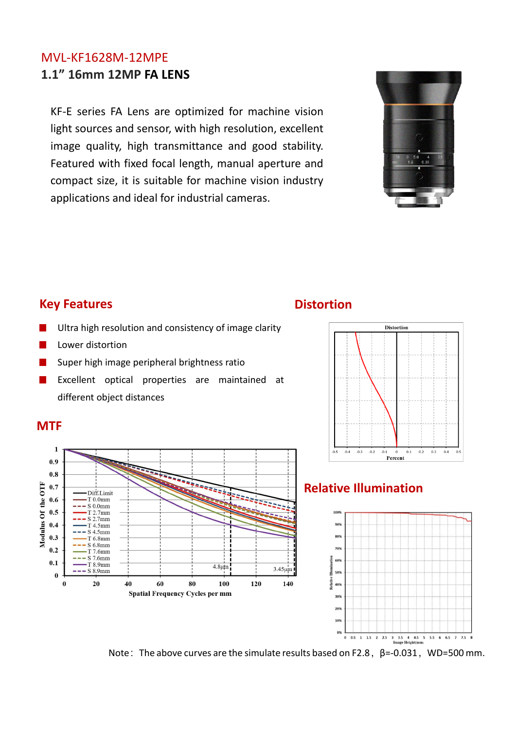MVL-KF1628M-12MPE

# 1.1” 16mm 12MP **FA LENS**

KF-E series FA Lens are optimized for machine vision light sources and sensor, with high resolution, excellent image quality, high transmittance and good stability. Featured with fixed focal length, manual aperture and compact size, it is suitable for machine vision industry applications and ideal for industrial cameras.

## Key Features

- Ultra high resolution and consistency of image clarity
- Lower distortion
- Super high image peripheral brightness ratio
- Excellent optical properties are maintained at different object distances

## MTF

## Distortion

## Relative Illumination

Note： The above curves are the simulate results based on F2.8， β=-0.031， WD=500 mm.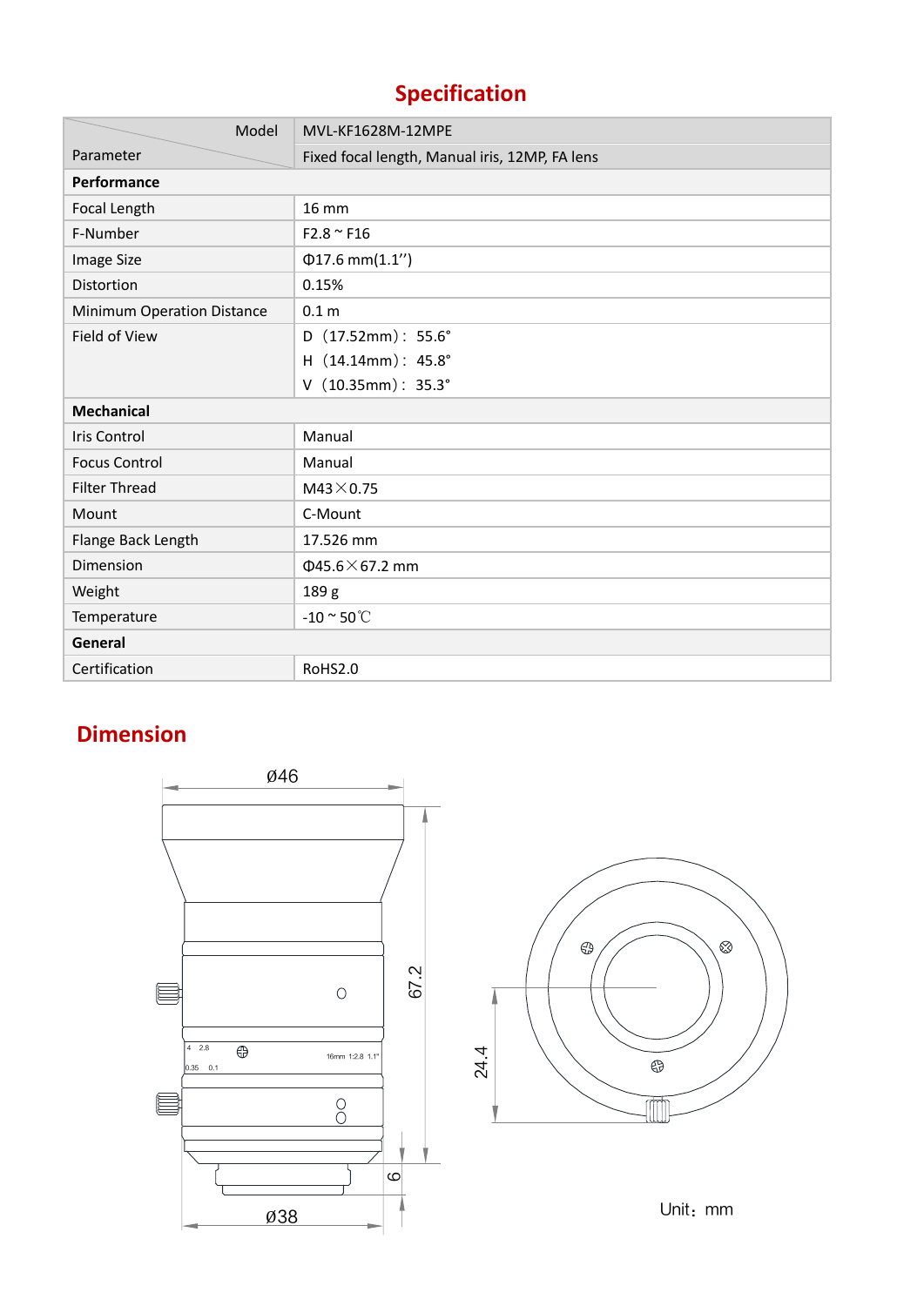## Specification

| Parameter \ Model | MVL-KF1628M-12MPE |
| --- | --- |
| | Fixed focal length, Manual iris, 12MP, FA lens |
| **Performance** | |
| Focal Length | 16 mm |
| F-Number | F2.8 ~ F16 |
| Image Size | Φ17.6 mm(1.1'') |
| Distortion | 0.15% |
| Minimum Operation Distance | 0.1 m |
| Field of View | D（17.52mm）: 55.6°<br>H（14.14mm）: 45.8°<br>V（10.35mm）: 35.3° |
| **Mechanical** | |
| Iris Control | Manual |
| Focus Control | Manual |
| Filter Thread | M43×0.75 |
| Mount | C-Mount |
| Flange Back Length | 17.526 mm |
| Dimension | Φ45.6×67.2 mm |
| Weight | 189 g |
| Temperature | -10 ~ 50℃ |
| **General** | |
| Certification | RoHS2.0 |

## Dimension

Ø46

67.2

6

Ø38

24.4

Unit：mm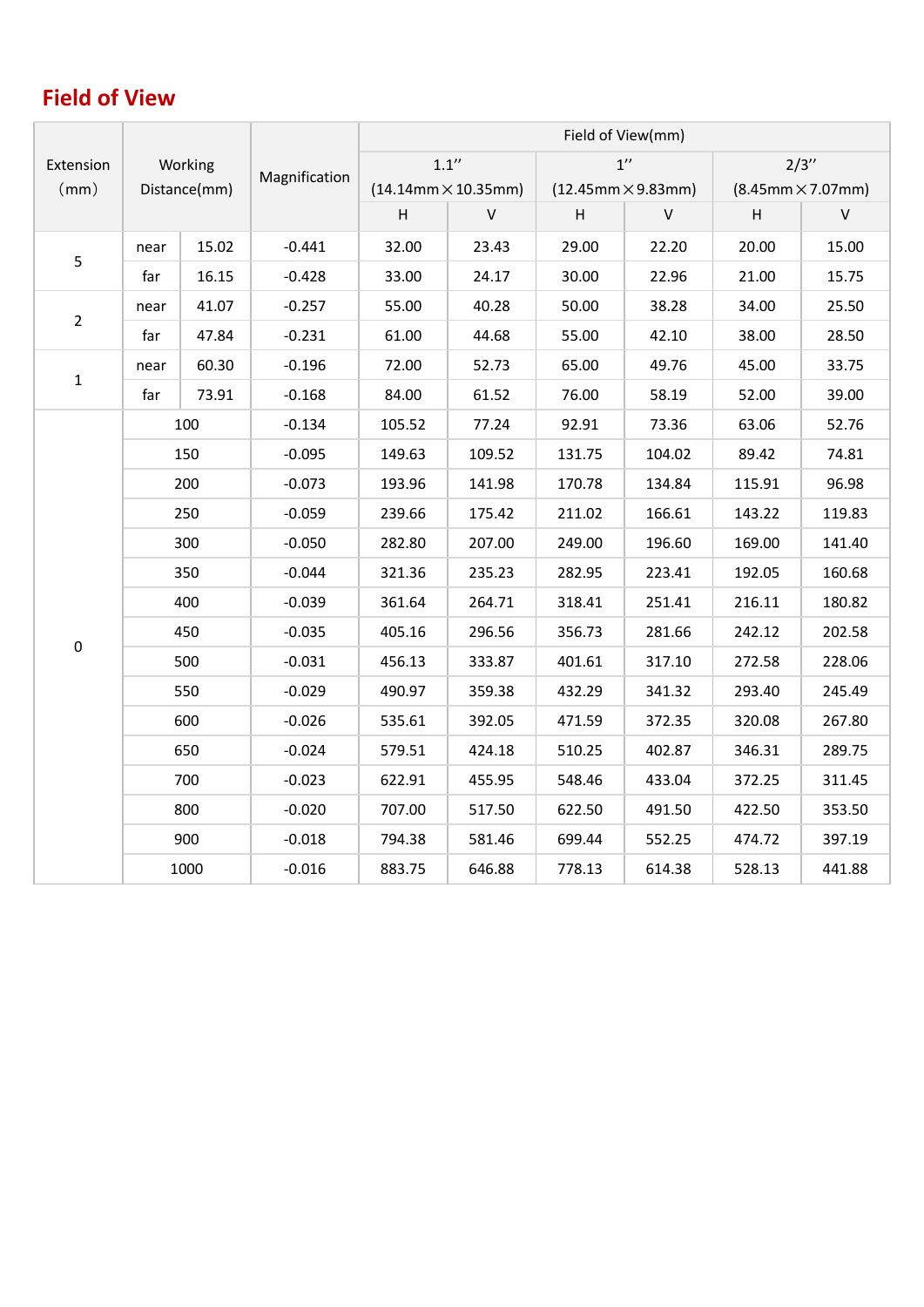## Field of View

| Extension (mm) | Working Distance(mm) | | Magnification | Field of View(mm) | | | | | |
|---|---|---|---|---|---|---|---|---|---|
| | | | | 1.1'' (14.14mm×10.35mm) | | 1'' (12.45mm×9.83mm) | | 2/3'' (8.45mm×7.07mm) | |
| | | | | H | V | H | V | H | V |
| 5 | near | 15.02 | -0.441 | 32.00 | 23.43 | 29.00 | 22.20 | 20.00 | 15.00 |
| | far | 16.15 | -0.428 | 33.00 | 24.17 | 30.00 | 22.96 | 21.00 | 15.75 |
| 2 | near | 41.07 | -0.257 | 55.00 | 40.28 | 50.00 | 38.28 | 34.00 | 25.50 |
| | far | 47.84 | -0.231 | 61.00 | 44.68 | 55.00 | 42.10 | 38.00 | 28.50 |
| 1 | near | 60.30 | -0.196 | 72.00 | 52.73 | 65.00 | 49.76 | 45.00 | 33.75 |
| | far | 73.91 | -0.168 | 84.00 | 61.52 | 76.00 | 58.19 | 52.00 | 39.00 |
| 0 | 100 | | -0.134 | 105.52 | 77.24 | 92.91 | 73.36 | 63.06 | 52.76 |
| | 150 | | -0.095 | 149.63 | 109.52 | 131.75 | 104.02 | 89.42 | 74.81 |
| | 200 | | -0.073 | 193.96 | 141.98 | 170.78 | 134.84 | 115.91 | 96.98 |
| | 250 | | -0.059 | 239.66 | 175.42 | 211.02 | 166.61 | 143.22 | 119.83 |
| | 300 | | -0.050 | 282.80 | 207.00 | 249.00 | 196.60 | 169.00 | 141.40 |
| | 350 | | -0.044 | 321.36 | 235.23 | 282.95 | 223.41 | 192.05 | 160.68 |
| | 400 | | -0.039 | 361.64 | 264.71 | 318.41 | 251.41 | 216.11 | 180.82 |
| | 450 | | -0.035 | 405.16 | 296.56 | 356.73 | 281.66 | 242.12 | 202.58 |
| | 500 | | -0.031 | 456.13 | 333.87 | 401.61 | 317.10 | 272.58 | 228.06 |
| | 550 | | -0.029 | 490.97 | 359.38 | 432.29 | 341.32 | 293.40 | 245.49 |
| | 600 | | -0.026 | 535.61 | 392.05 | 471.59 | 372.35 | 320.08 | 267.80 |
| | 650 | | -0.024 | 579.51 | 424.18 | 510.25 | 402.87 | 346.31 | 289.75 |
| | 700 | | -0.023 | 622.91 | 455.95 | 548.46 | 433.04 | 372.25 | 311.45 |
| | 800 | | -0.020 | 707.00 | 517.50 | 622.50 | 491.50 | 422.50 | 353.50 |
| | 900 | | -0.018 | 794.38 | 581.46 | 699.44 | 552.25 | 474.72 | 397.19 |
| | 1000 | | -0.016 | 883.75 | 646.88 | 778.13 | 614.38 | 528.13 | 441.88 |